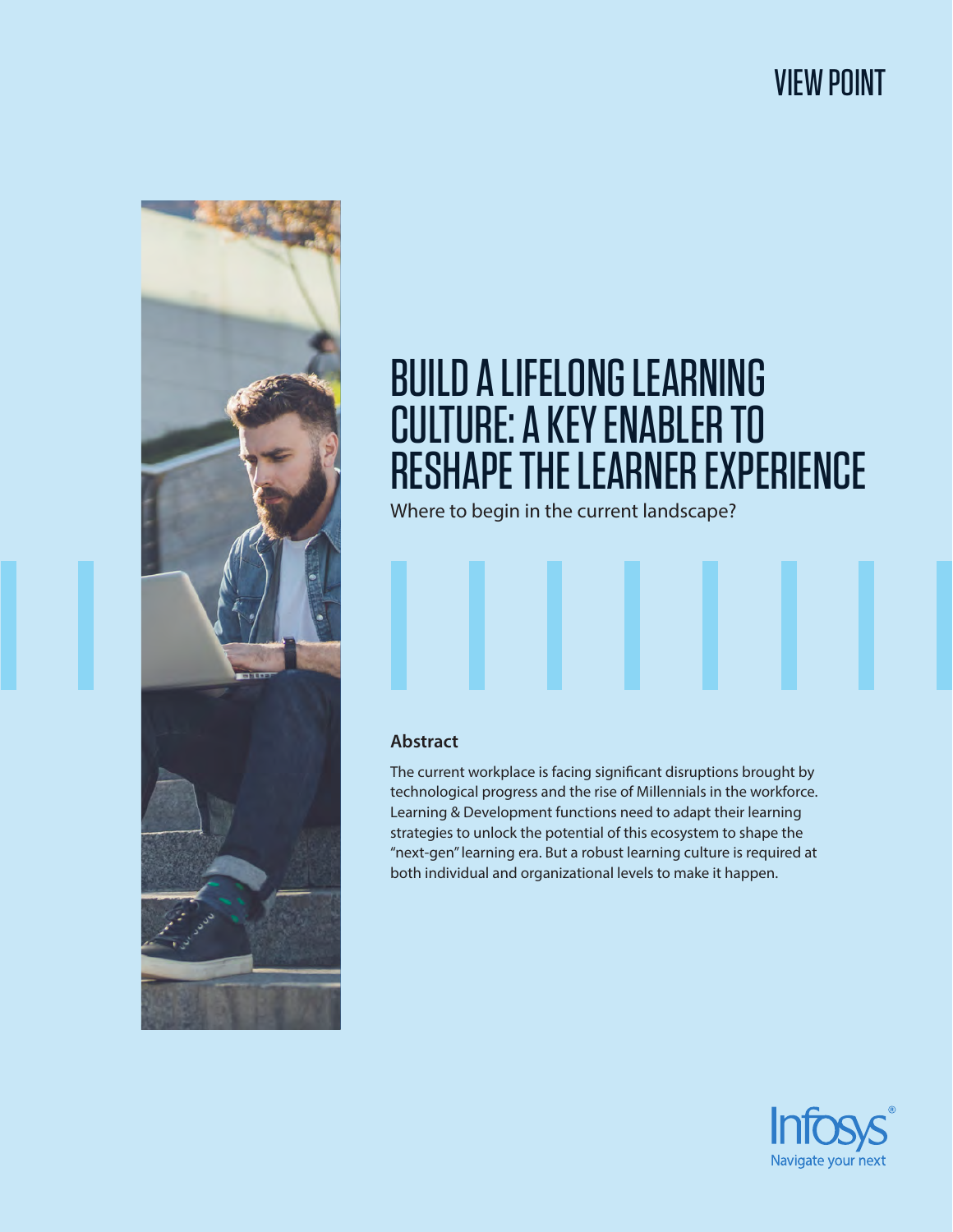VIEW POINT

# BUILD A LIFELONG LEARNING CULTURE: A KEY ENABLER TO RESHAPE THE LEARNER EXPERIENCE

Where to begin in the current landscape?

## Abstract

The current workplace is facing significant disruptions brought by technological progress and the rise of Millennials in the workforce. Learning & Development functions need to adapt their learning strategies to unlock the potential of this ecosystem to shape the "next-gen" learning era. But a robust learning culture is required at both individual and organizational levels to make it happen.

Infosys® Navigate your next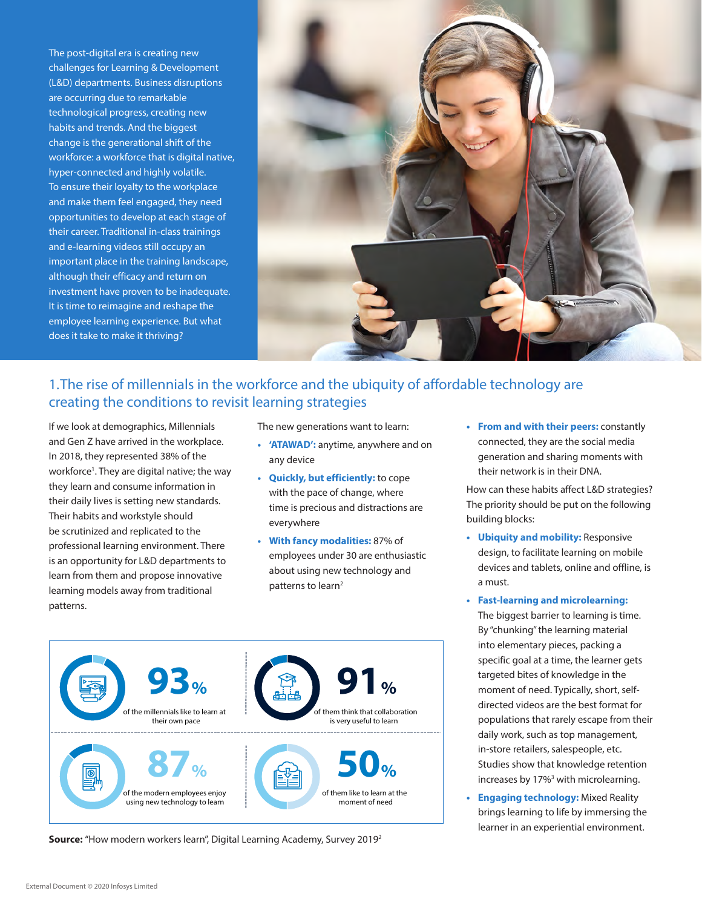The post-digital era is creating new challenges for Learning & Development (L&D) departments. Business disruptions are occurring due to remarkable technological progress, creating new habits and trends. And the biggest change is the generational shift of the workforce: a workforce that is digital native, hyper-connected and highly volatile. To ensure their loyalty to the workplace and make them feel engaged, they need opportunities to develop at each stage of their career. Traditional in-class trainings and e-learning videos still occupy an important place in the training landscape, although their efficacy and return on investment have proven to be inadequate. It is time to reimagine and reshape the employee learning experience. But what does it take to make it thriving?

## 1.The rise of millennials in the workforce and the ubiquity of affordable technology are creating the conditions to revisit learning strategies

If we look at demographics, Millennials and Gen Z have arrived in the workplace. In 2018, they represented 38% of the workforce[1]. They are digital native; the way they learn and consume information in their daily lives is setting new standards. Their habits and workstyle should be scrutinized and replicated to the professional learning environment. There is an opportunity for L&D departments to learn from them and propose innovative learning models away from traditional patterns.

The new generations want to learn:

- **'ATAWAD':** anytime, anywhere and on any device
- **Quickly, but efficiently:** to cope with the pace of change, where time is precious and distractions are everywhere
- **With fancy modalities:** 87% of employees under 30 are enthusiastic about using new technology and patterns to learn[2]
- **From and with their peers:** constantly connected, they are the social media generation and sharing moments with their network is in their DNA.

How can these habits affect L&D strategies? The priority should be put on the following building blocks:

- **Ubiquity and mobility:** Responsive design, to facilitate learning on mobile devices and tablets, online and offline, is a must.
- **Fast-learning and microlearning:** The biggest barrier to learning is time. By "chunking" the learning material into elementary pieces, packing a specific goal at a time, the learner gets targeted bites of knowledge in the moment of need. Typically, short, self-directed videos are the best format for populations that rarely escape from their daily work, such as top management, in-store retailers, salespeople, etc. Studies show that knowledge retention increases by 17%[3] with microlearning.
- **Engaging technology:** Mixed Reality brings learning to life by immersing the learner in an experiential environment.

**93%** of the millennials like to learn at their own pace

**91%** of them think that collaboration is very useful to learn

**87%** of the modern employees enjoy using new technology to learn

**50%** of them like to learn at the moment of need

**Source:** "How modern workers learn", Digital Learning Academy, Survey 2019[2]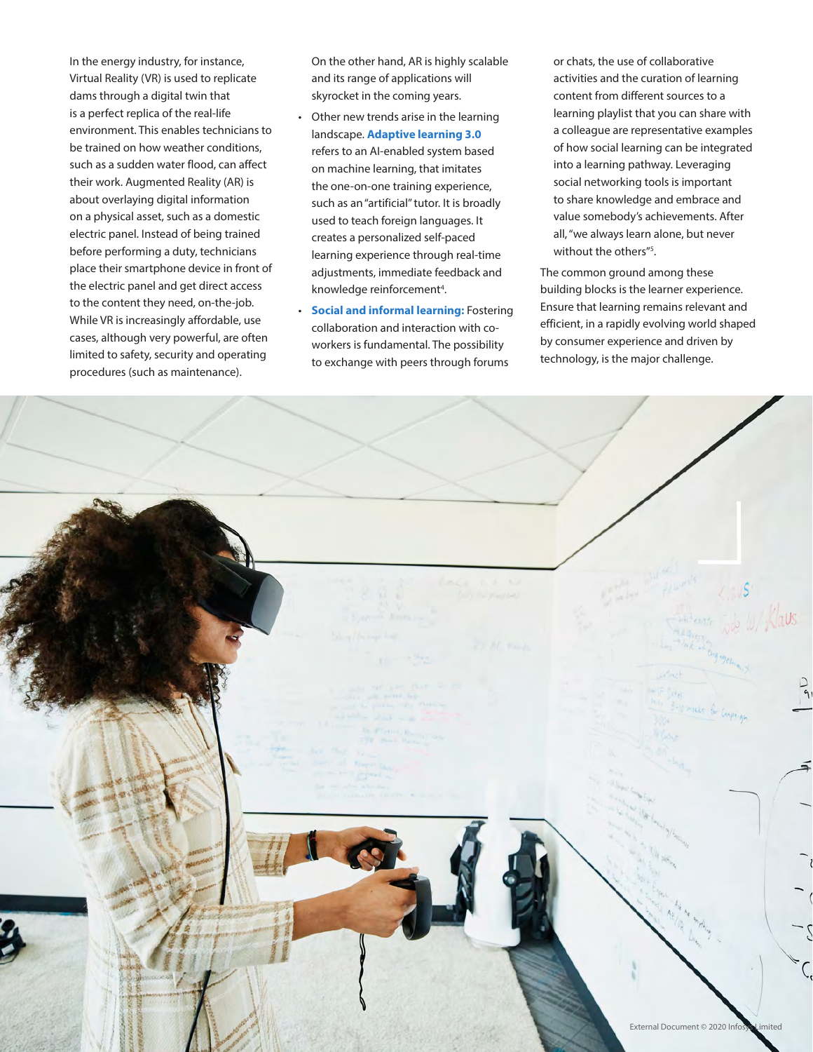In the energy industry, for instance, Virtual Reality (VR) is used to replicate dams through a digital twin that is a perfect replica of the real-life environment. This enables technicians to be trained on how weather conditions, such as a sudden water flood, can affect their work. Augmented Reality (AR) is about overlaying digital information on a physical asset, such as a domestic electric panel. Instead of being trained before performing a duty, technicians place their smartphone device in front of the electric panel and get direct access to the content they need, on-the-job. While VR is increasingly affordable, use cases, although very powerful, are often limited to safety, security and operating procedures (such as maintenance). On the other hand, AR is highly scalable and its range of applications will skyrocket in the coming years.

- Other new trends arise in the learning landscape. **Adaptive learning 3.0** refers to an AI-enabled system based on machine learning, that imitates the one-on-one training experience, such as an "artificial" tutor. It is broadly used to teach foreign languages. It creates a personalized self-paced learning experience through real-time adjustments, immediate feedback and knowledge reinforcement[4].
- **Social and informal learning:** Fostering collaboration and interaction with co-workers is fundamental. The possibility to exchange with peers through forums or chats, the use of collaborative activities and the curation of learning content from different sources to a learning playlist that you can share with a colleague are representative examples of how social learning can be integrated into a learning pathway. Leveraging social networking tools is important to share knowledge and embrace and value somebody's achievements. After all, "we always learn alone, but never without the others"[5].

The common ground among these building blocks is the learner experience. Ensure that learning remains relevant and efficient, in a rapidly evolving world shaped by consumer experience and driven by technology, is the major challenge.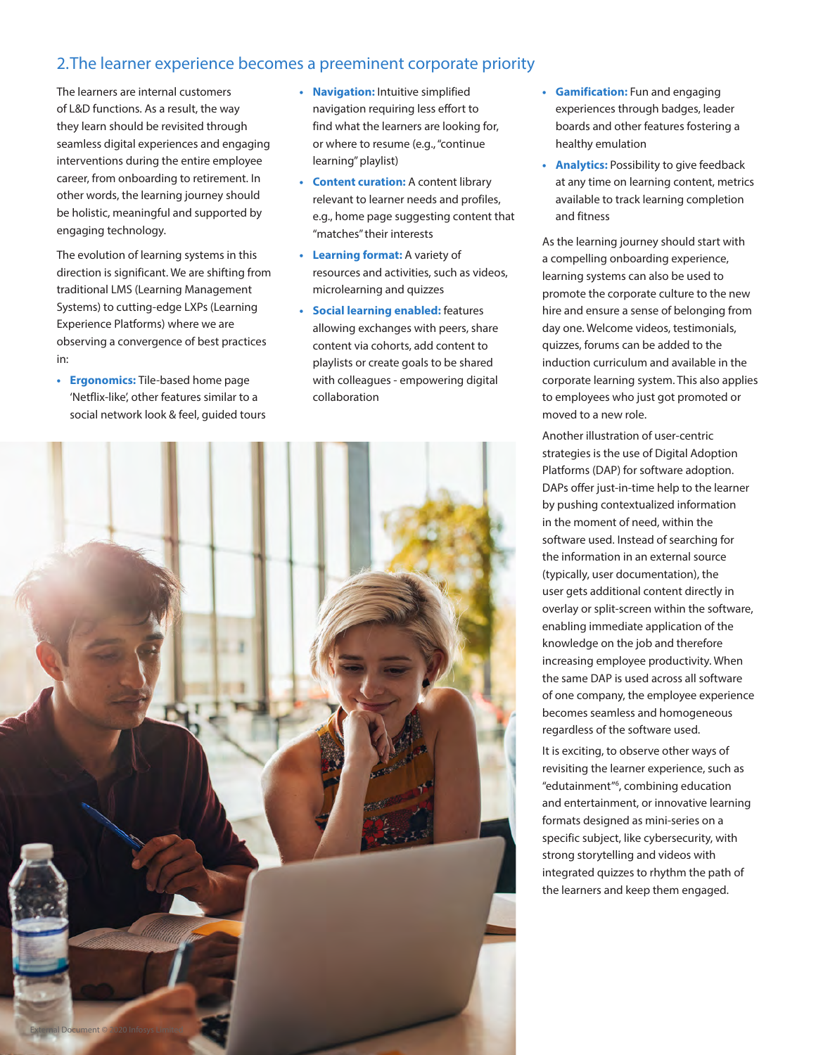## 2.The learner experience becomes a preeminent corporate priority

The learners are internal customers of L&D functions. As a result, the way they learn should be revisited through seamless digital experiences and engaging interventions during the entire employee career, from onboarding to retirement. In other words, the learning journey should be holistic, meaningful and supported by engaging technology.

The evolution of learning systems in this direction is significant. We are shifting from traditional LMS (Learning Management Systems) to cutting-edge LXPs (Learning Experience Platforms) where we are observing a convergence of best practices in:

- **Ergonomics:** Tile-based home page 'Netflix-like', other features similar to a social network look & feel, guided tours
- **Navigation:** Intuitive simplified navigation requiring less effort to find what the learners are looking for, or where to resume (e.g., "continue learning" playlist)
- **Content curation:** A content library relevant to learner needs and profiles, e.g., home page suggesting content that "matches" their interests
- **Learning format:** A variety of resources and activities, such as videos, microlearning and quizzes
- **Social learning enabled:** features allowing exchanges with peers, share content via cohorts, add content to playlists or create goals to be shared with colleagues - empowering digital collaboration
- **Gamification:** Fun and engaging experiences through badges, leader boards and other features fostering a healthy emulation
- **Analytics:** Possibility to give feedback at any time on learning content, metrics available to track learning completion and fitness

As the learning journey should start with a compelling onboarding experience, learning systems can also be used to promote the corporate culture to the new hire and ensure a sense of belonging from day one. Welcome videos, testimonials, quizzes, forums can be added to the induction curriculum and available in the corporate learning system. This also applies to employees who just got promoted or moved to a new role.

Another illustration of user-centric strategies is the use of Digital Adoption Platforms (DAP) for software adoption. DAPs offer just-in-time help to the learner by pushing contextualized information in the moment of need, within the software used. Instead of searching for the information in an external source (typically, user documentation), the user gets additional content directly in overlay or split-screen within the software, enabling immediate application of the knowledge on the job and therefore increasing employee productivity. When the same DAP is used across all software of one company, the employee experience becomes seamless and homogeneous regardless of the software used.

It is exciting, to observe other ways of revisiting the learner experience, such as "edutainment"[6], combining education and entertainment, or innovative learning formats designed as mini-series on a specific subject, like cybersecurity, with strong storytelling and videos with integrated quizzes to rhythm the path of the learners and keep them engaged.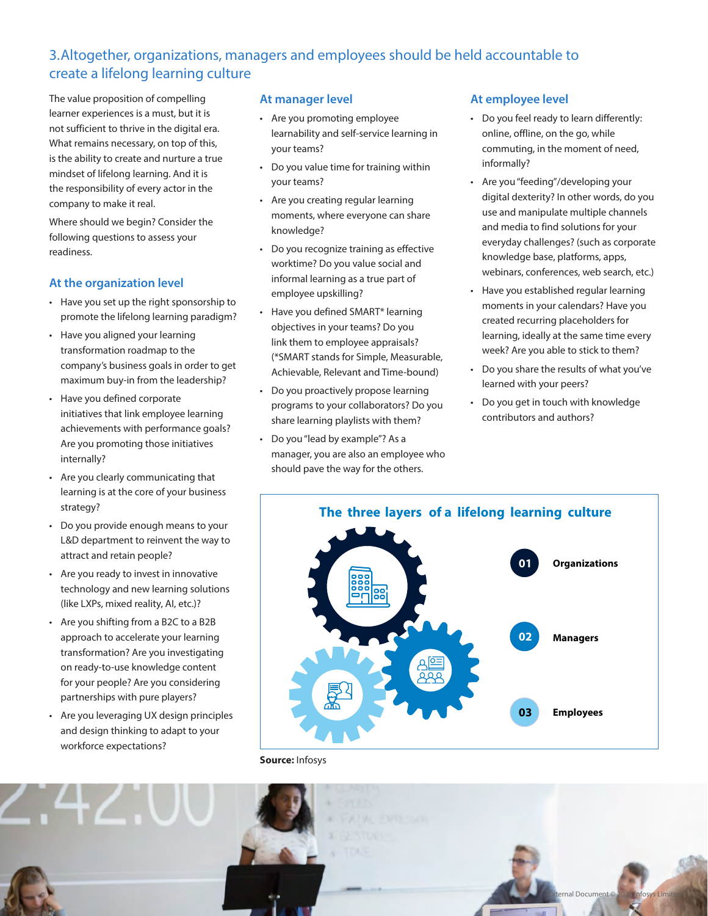## 3. Altogether, organizations, managers and employees should be held accountable to create a lifelong learning culture

The value proposition of compelling learner experiences is a must, but it is not sufficient to thrive in the digital era. What remains necessary, on top of this, is the ability to create and nurture a true mindset of lifelong learning. And it is the responsibility of every actor in the company to make it real.

Where should we begin? Consider the following questions to assess your readiness.

### At the organization level

- Have you set up the right sponsorship to promote the lifelong learning paradigm?
- Have you aligned your learning transformation roadmap to the company's business goals in order to get maximum buy-in from the leadership?
- Have you defined corporate initiatives that link employee learning achievements with performance goals? Are you promoting those initiatives internally?
- Are you clearly communicating that learning is at the core of your business strategy?
- Do you provide enough means to your L&D department to reinvent the way to attract and retain people?
- Are you ready to invest in innovative technology and new learning solutions (like LXPs, mixed reality, AI, etc.)?
- Are you shifting from a B2C to a B2B approach to accelerate your learning transformation? Are you investigating on ready-to-use knowledge content for your people? Are you considering partnerships with pure players?
- Are you leveraging UX design principles and design thinking to adapt to your workforce expectations?

### At manager level

- Are you promoting employee learnability and self-service learning in your teams?
- Do you value time for training within your teams?
- Are you creating regular learning moments, where everyone can share knowledge?
- Do you recognize training as effective worktime? Do you value social and informal learning as a true part of employee upskilling?
- Have you defined SMART* learning objectives in your teams? Do you link them to employee appraisals? (*SMART stands for Simple, Measurable, Achievable, Relevant and Time-bound)
- Do you proactively propose learning programs to your collaborators? Do you share learning playlists with them?
- Do you "lead by example"? As a manager, you are also an employee who should pave the way for the others.

### At employee level

- Do you feel ready to learn differently: online, offline, on the go, while commuting, in the moment of need, informally?
- Are you "feeding"/developing your digital dexterity? In other words, do you use and manipulate multiple channels and media to find solutions for your everyday challenges? (such as corporate knowledge base, platforms, apps, webinars, conferences, web search, etc.)
- Have you established regular learning moments in your calendars? Have you created recurring placeholders for learning, ideally at the same time every week? Are you able to stick to them?
- Do you share the results of what you've learned with your peers?
- Do you get in touch with knowledge contributors and authors?

**The three layers of a lifelong learning culture**

01 Organizations

02 Managers

03 Employees

**Source:** Infosys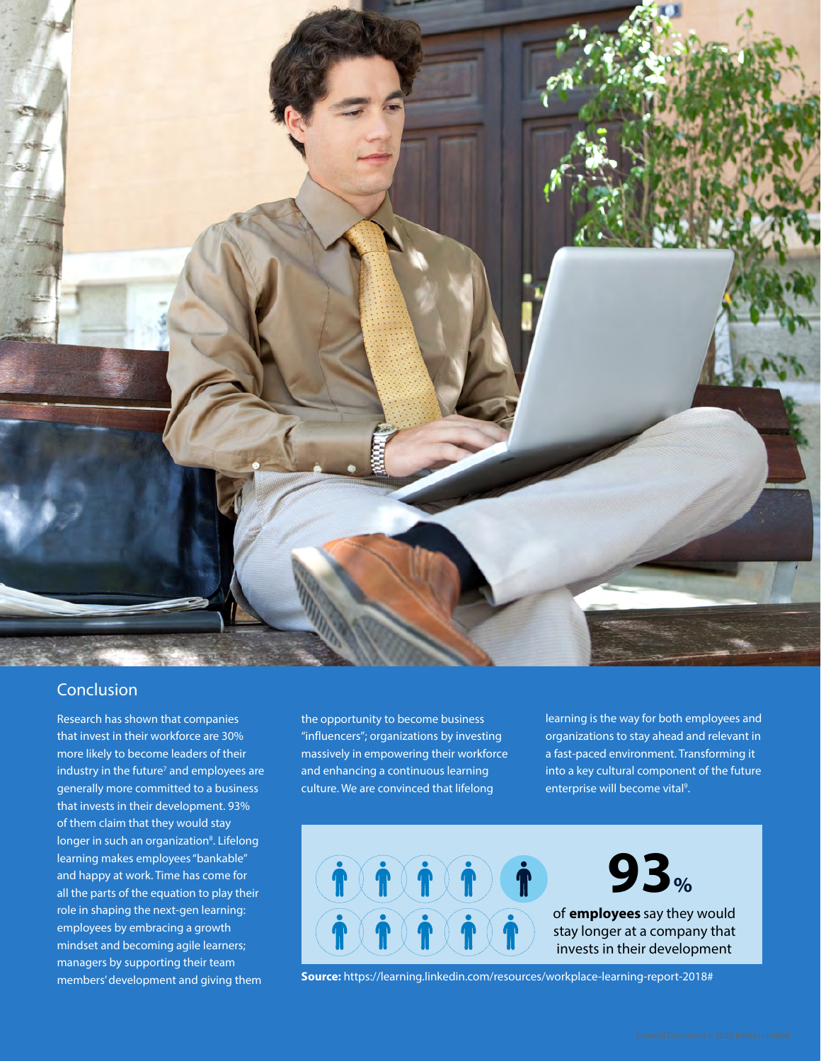## Conclusion

Research has shown that companies that invest in their workforce are 30% more likely to become leaders of their industry in the future[7] and employees are generally more committed to a business that invests in their development. 93% of them claim that they would stay longer in such an organization[8]. Lifelong learning makes employees "bankable" and happy at work. Time has come for all the parts of the equation to play their role in shaping the next-gen learning: employees by embracing a growth mindset and becoming agile learners; managers by supporting their team members' development and giving them the opportunity to become business "influencers"; organizations by investing massively in empowering their workforce and enhancing a continuous learning culture. We are convinced that lifelong learning is the way for both employees and organizations to stay ahead and relevant in a fast-paced environment. Transforming it into a key cultural component of the future enterprise will become vital[9].

**93%**

of **employees** say they would stay longer at a company that invests in their development

**Source:** https://learning.linkedin.com/resources/workplace-learning-report-2018#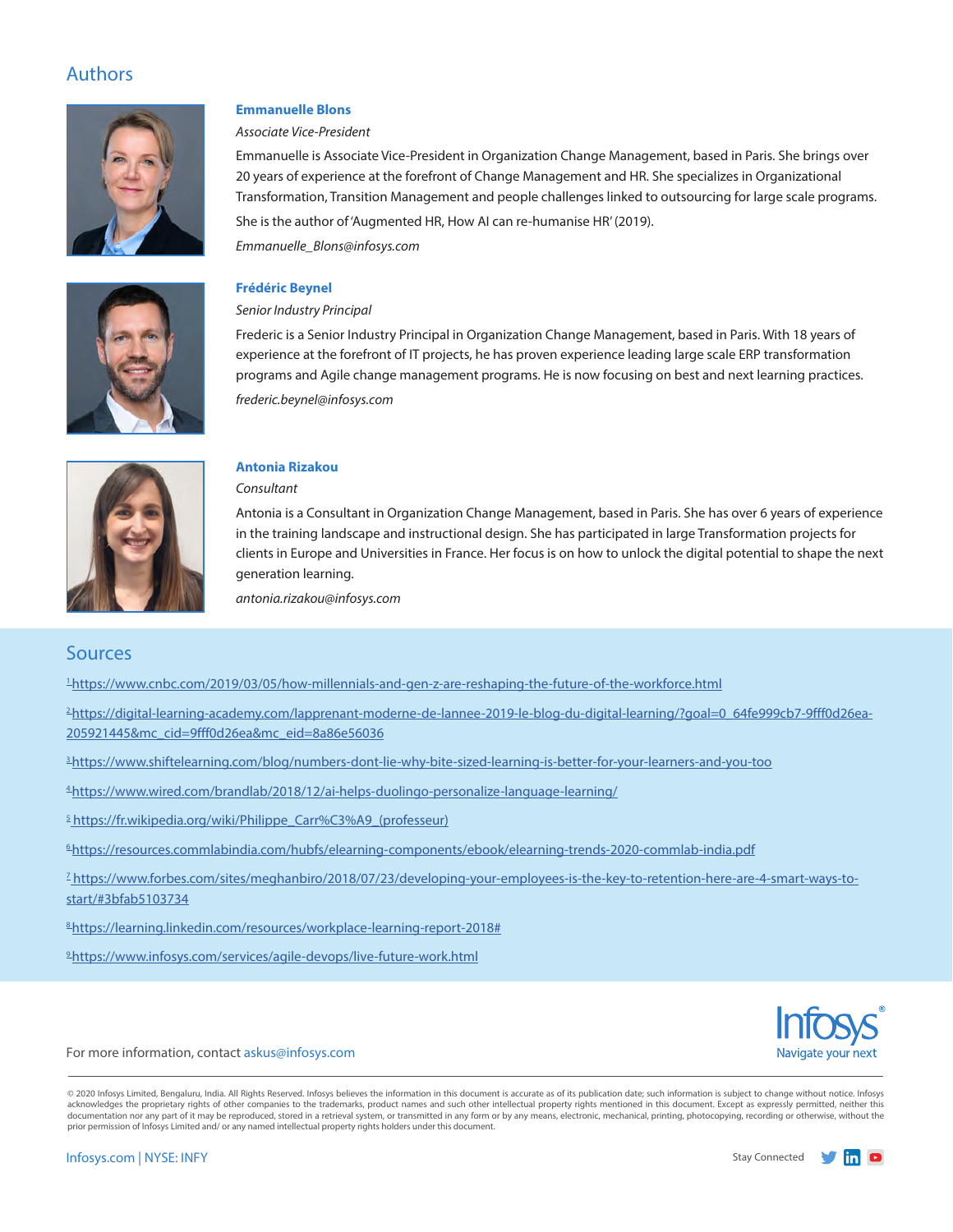## Authors

**Emmanuelle Blons**

*Associate Vice-President*

Emmanuelle is Associate Vice-President in Organization Change Management, based in Paris. She brings over 20 years of experience at the forefront of Change Management and HR. She specializes in Organizational Transformation, Transition Management and people challenges linked to outsourcing for large scale programs.

She is the author of 'Augmented HR, How AI can re-humanise HR' (2019).

*Emmanuelle_Blons@infosys.com*

**Frédéric Beynel**

*Senior Industry Principal*

Frederic is a Senior Industry Principal in Organization Change Management, based in Paris. With 18 years of experience at the forefront of IT projects, he has proven experience leading large scale ERP transformation programs and Agile change management programs. He is now focusing on best and next learning practices.

*frederic.beynel@infosys.com*

**Antonia Rizakou**

*Consultant*

Antonia is a Consultant in Organization Change Management, based in Paris. She has over 6 years of experience in the training landscape and instructional design. She has participated in large Transformation projects for clients in Europe and Universities in France. Her focus is on how to unlock the digital potential to shape the next generation learning.

*antonia.rizakou@infosys.com*

## Sources

[1] https://www.cnbc.com/2019/03/05/how-millennials-and-gen-z-are-reshaping-the-future-of-the-workforce.html

[2] https://digital-learning-academy.com/lapprenant-moderne-de-lannee-2019-le-blog-du-digital-learning/?goal=0_64fe999cb7-9fff0d26ea-205921445&mc_cid=9fff0d26ea&mc_eid=8a86e56036

[3] https://www.shiftelearning.com/blog/numbers-dont-lie-why-bite-sized-learning-is-better-for-your-learners-and-you-too

[4] https://www.wired.com/brandlab/2018/12/ai-helps-duolingo-personalize-language-learning/

[5] https://fr.wikipedia.org/wiki/Philippe_Carr%C3%A9_(professeur)

[6] https://resources.commlabindia.com/hubfs/elearning-components/ebook/elearning-trends-2020-commlab-india.pdf

[7] https://www.forbes.com/sites/meghanbiro/2018/07/23/developing-your-employees-is-the-key-to-retention-here-are-4-smart-ways-to-start/#3bfab5103734

[8] https://learning.linkedin.com/resources/workplace-learning-report-2018#

[9] https://www.infosys.com/services/agile-devops/live-future-work.html

For more information, contact askus@infosys.com

Infosys
Navigate your next

© 2020 Infosys Limited, Bengaluru, India. All Rights Reserved. Infosys believes the information in this document is accurate as of its publication date; such information is subject to change without notice. Infosys acknowledges the proprietary rights of other companies to the trademarks, product names and such other intellectual property rights mentioned in this document. Except as expressly permitted, neither this documentation nor any part of it may be reproduced, stored in a retrieval system, or transmitted in any form or by any means, electronic, mechanical, printing, photocopying, recording or otherwise, without the prior permission of Infosys Limited and/ or any named intellectual property rights holders under this document.

Infosys.com | NYSE: INFY

Stay Connected